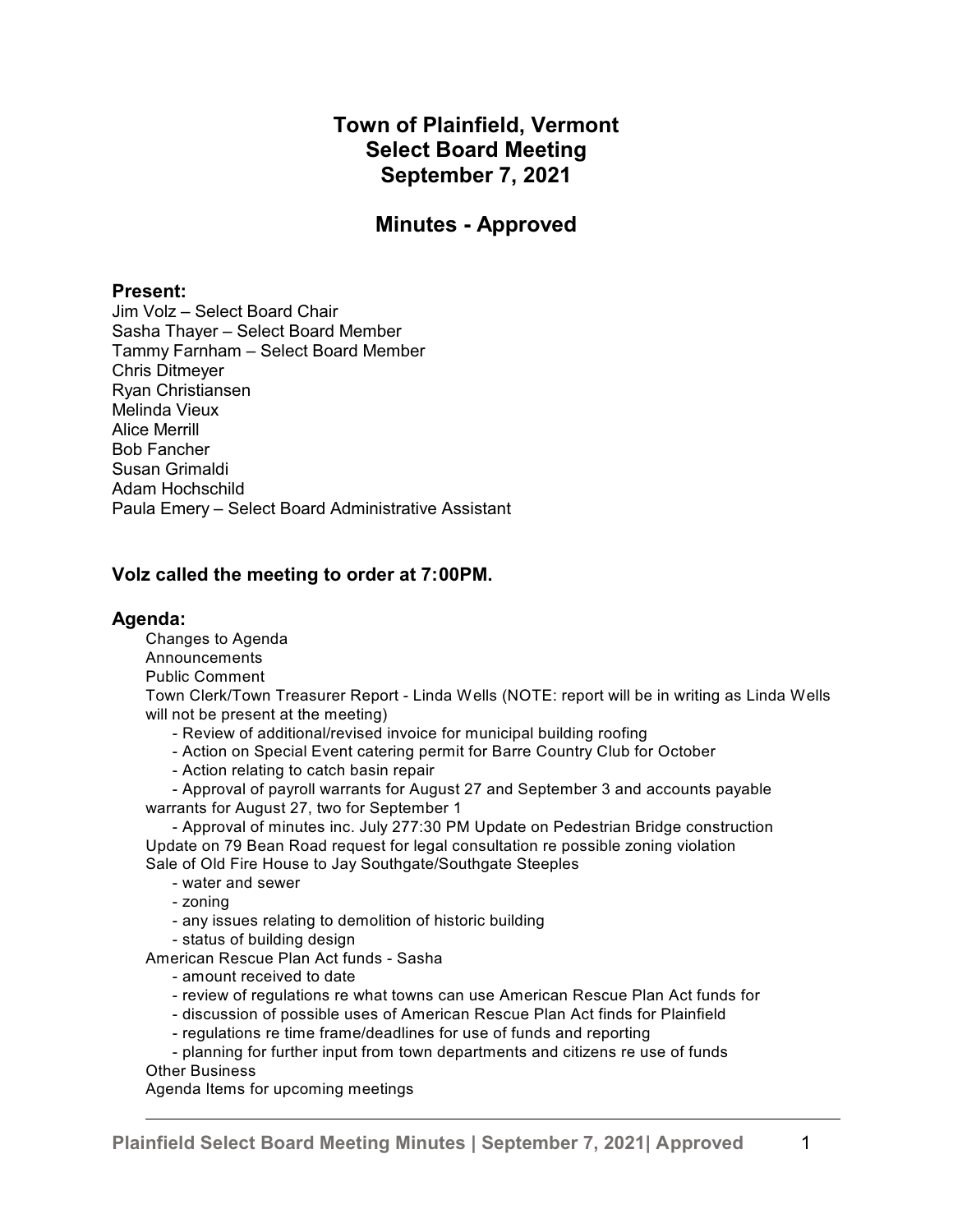# Town of Plainfield, Vermont
# Select Board Meeting
# September 7, 2021

## Minutes - Approved

### Present:

Jim Volz – Select Board Chair
Sasha Thayer – Select Board Member
Tammy Farnham – Select Board Member
Chris Ditmeyer
Ryan Christiansen
Melinda Vieux
Alice Merrill
Bob Fancher
Susan Grimaldi
Adam Hochschild
Paula Emery – Select Board Administrative Assistant

### Volz called the meeting to order at 7:00PM.

### Agenda:

Changes to Agenda
Announcements
Public Comment
Town Clerk/Town Treasurer Report - Linda Wells (NOTE: report will be in writing as Linda Wells will not be present at the meeting)
- Review of additional/revised invoice for municipal building roofing
- Action on Special Event catering permit for Barre Country Club for October
- Action relating to catch basin repair
- Approval of payroll warrants for August 27 and September 3 and accounts payable warrants for August 27, two for September 1
- Approval of minutes inc. July 277:30 PM Update on Pedestrian Bridge construction

Update on 79 Bean Road request for legal consultation re possible zoning violation
Sale of Old Fire House to Jay Southgate/Southgate Steeples
- water and sewer
- zoning
- any issues relating to demolition of historic building
- status of building design

American Rescue Plan Act funds - Sasha
- amount received to date
- review of regulations re what towns can use American Rescue Plan Act funds for
- discussion of possible uses of American Rescue Plan Act finds for Plainfield
- regulations re time frame/deadlines for use of funds and reporting
- planning for further input from town departments and citizens re use of funds

Other Business
Agenda Items for upcoming meetings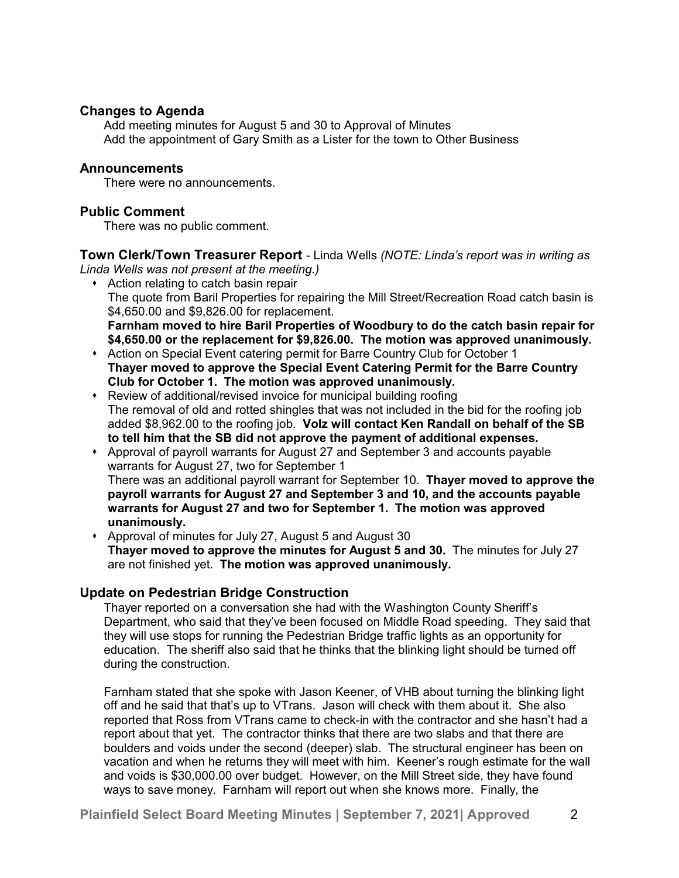## Changes to Agenda

Add meeting minutes for August 5 and 30 to Approval of Minutes
Add the appointment of Gary Smith as a Lister for the town to Other Business

## Announcements

There were no announcements.

## Public Comment

There was no public comment.

## Town Clerk/Town Treasurer Report - Linda Wells *(NOTE: Linda's report was in writing as Linda Wells was not present at the meeting.)*

- Action relating to catch basin repair
  The quote from Baril Properties for repairing the Mill Street/Recreation Road catch basin is $4,650.00 and $9,826.00 for replacement.
  **Farnham moved to hire Baril Properties of Woodbury to do the catch basin repair for $4,650.00 or the replacement for $9,826.00. The motion was approved unanimously.**
- Action on Special Event catering permit for Barre Country Club for October 1
  **Thayer moved to approve the Special Event Catering Permit for the Barre Country Club for October 1. The motion was approved unanimously.**
- Review of additional/revised invoice for municipal building roofing
  The removal of old and rotted shingles that was not included in the bid for the roofing job added $8,962.00 to the roofing job. **Volz will contact Ken Randall on behalf of the SB to tell him that the SB did not approve the payment of additional expenses.**
- Approval of payroll warrants for August 27 and September 3 and accounts payable warrants for August 27, two for September 1
  There was an additional payroll warrant for September 10. **Thayer moved to approve the payroll warrants for August 27 and September 3 and 10, and the accounts payable warrants for August 27 and two for September 1. The motion was approved unanimously.**
- Approval of minutes for July 27, August 5 and August 30
  **Thayer moved to approve the minutes for August 5 and 30.** The minutes for July 27 are not finished yet. **The motion was approved unanimously.**

## Update on Pedestrian Bridge Construction

Thayer reported on a conversation she had with the Washington County Sheriff's Department, who said that they've been focused on Middle Road speeding. They said that they will use stops for running the Pedestrian Bridge traffic lights as an opportunity for education. The sheriff also said that he thinks that the blinking light should be turned off during the construction.

Farnham stated that she spoke with Jason Keener, of VHB about turning the blinking light off and he said that that's up to VTrans. Jason will check with them about it. She also reported that Ross from VTrans came to check-in with the contractor and she hasn't had a report about that yet. The contractor thinks that there are two slabs and that there are boulders and voids under the second (deeper) slab. The structural engineer has been on vacation and when he returns they will meet with him. Keener's rough estimate for the wall and voids is $30,000.00 over budget. However, on the Mill Street side, they have found ways to save money. Farnham will report out when she knows more. Finally, the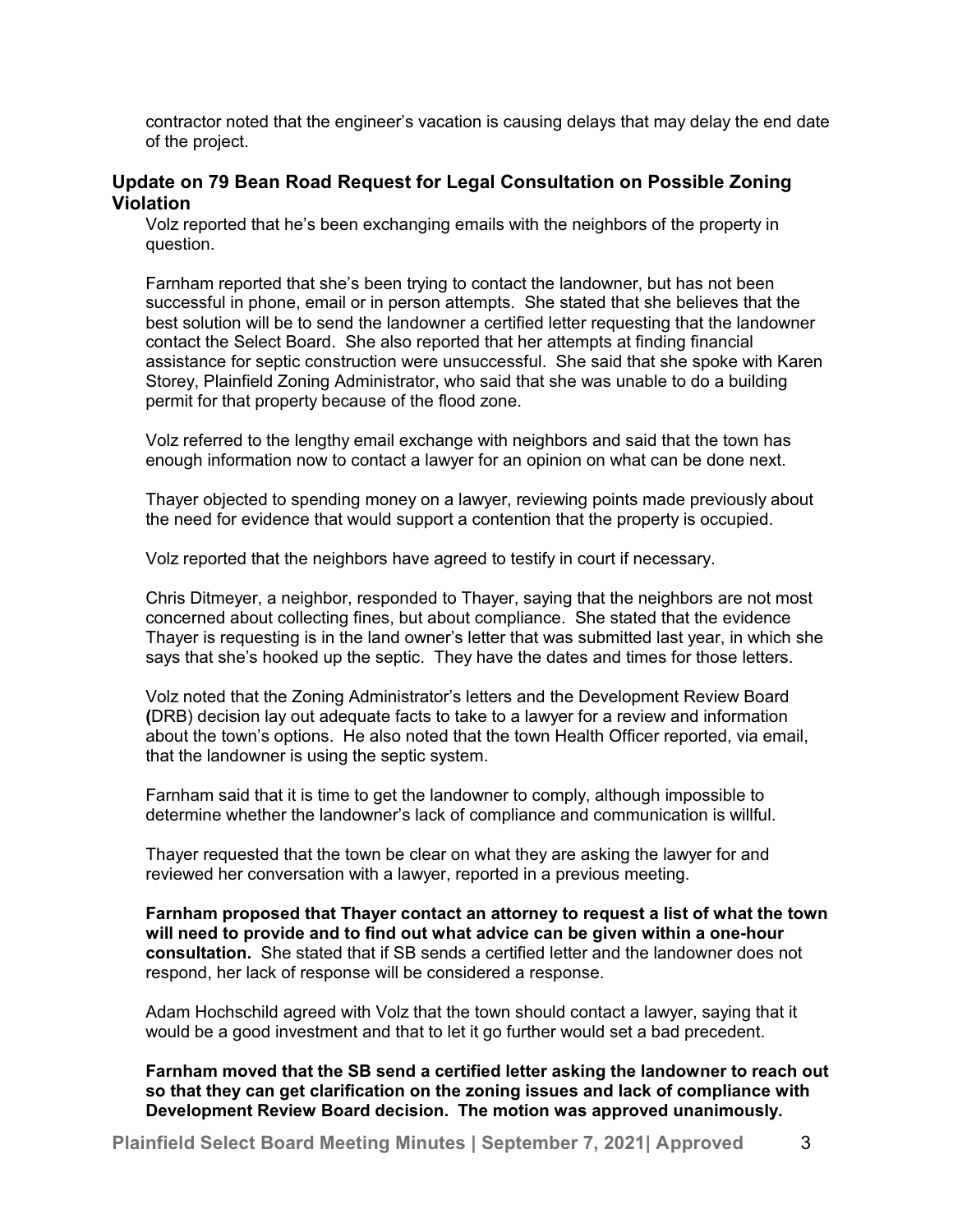contractor noted that the engineer's vacation is causing delays that may delay the end date of the project.

## Update on 79 Bean Road Request for Legal Consultation on Possible Zoning Violation

Volz reported that he's been exchanging emails with the neighbors of the property in question.

Farnham reported that she's been trying to contact the landowner, but has not been successful in phone, email or in person attempts. She stated that she believes that the best solution will be to send the landowner a certified letter requesting that the landowner contact the Select Board. She also reported that her attempts at finding financial assistance for septic construction were unsuccessful. She said that she spoke with Karen Storey, Plainfield Zoning Administrator, who said that she was unable to do a building permit for that property because of the flood zone.

Volz referred to the lengthy email exchange with neighbors and said that the town has enough information now to contact a lawyer for an opinion on what can be done next.

Thayer objected to spending money on a lawyer, reviewing points made previously about the need for evidence that would support a contention that the property is occupied.

Volz reported that the neighbors have agreed to testify in court if necessary.

Chris Ditmeyer, a neighbor, responded to Thayer, saying that the neighbors are not most concerned about collecting fines, but about compliance. She stated that the evidence Thayer is requesting is in the land owner's letter that was submitted last year, in which she says that she's hooked up the septic. They have the dates and times for those letters.

Volz noted that the Zoning Administrator's letters and the Development Review Board (DRB) decision lay out adequate facts to take to a lawyer for a review and information about the town's options. He also noted that the town Health Officer reported, via email, that the landowner is using the septic system.

Farnham said that it is time to get the landowner to comply, although impossible to determine whether the landowner's lack of compliance and communication is willful.

Thayer requested that the town be clear on what they are asking the lawyer for and reviewed her conversation with a lawyer, reported in a previous meeting.

**Farnham proposed that Thayer contact an attorney to request a list of what the town will need to provide and to find out what advice can be given within a one-hour consultation.** She stated that if SB sends a certified letter and the landowner does not respond, her lack of response will be considered a response.

Adam Hochschild agreed with Volz that the town should contact a lawyer, saying that it would be a good investment and that to let it go further would set a bad precedent.

**Farnham moved that the SB send a certified letter asking the landowner to reach out so that they can get clarification on the zoning issues and lack of compliance with Development Review Board decision. The motion was approved unanimously.**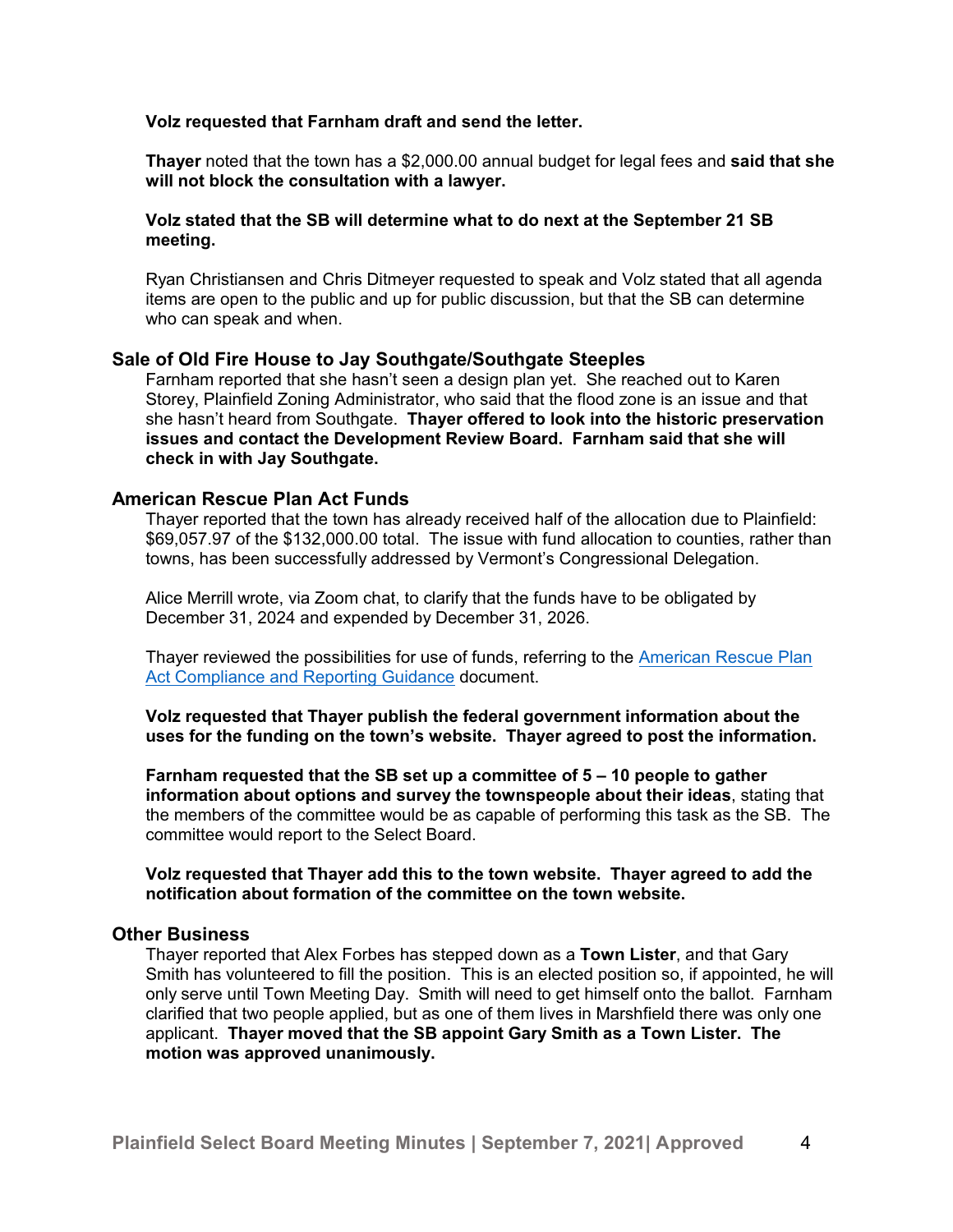**Volz requested that Farnham draft and send the letter.**

**Thayer** noted that the town has a $2,000.00 annual budget for legal fees and **said that she will not block the consultation with a lawyer.**

**Volz stated that the SB will determine what to do next at the September 21 SB meeting.**

Ryan Christiansen and Chris Ditmeyer requested to speak and Volz stated that all agenda items are open to the public and up for public discussion, but that the SB can determine who can speak and when.

## Sale of Old Fire House to Jay Southgate/Southgate Steeples

Farnham reported that she hasn't seen a design plan yet. She reached out to Karen Storey, Plainfield Zoning Administrator, who said that the flood zone is an issue and that she hasn't heard from Southgate. **Thayer offered to look into the historic preservation issues and contact the Development Review Board. Farnham said that she will check in with Jay Southgate.**

## American Rescue Plan Act Funds

Thayer reported that the town has already received half of the allocation due to Plainfield: $69,057.97 of the $132,000.00 total. The issue with fund allocation to counties, rather than towns, has been successfully addressed by Vermont's Congressional Delegation.

Alice Merrill wrote, via Zoom chat, to clarify that the funds have to be obligated by December 31, 2024 and expended by December 31, 2026.

Thayer reviewed the possibilities for use of funds, referring to the American Rescue Plan Act Compliance and Reporting Guidance document.

**Volz requested that Thayer publish the federal government information about the uses for the funding on the town's website. Thayer agreed to post the information.**

**Farnham requested that the SB set up a committee of 5 – 10 people to gather information about options and survey the townspeople about their ideas**, stating that the members of the committee would be as capable of performing this task as the SB. The committee would report to the Select Board.

**Volz requested that Thayer add this to the town website. Thayer agreed to add the notification about formation of the committee on the town website.**

## Other Business

Thayer reported that Alex Forbes has stepped down as a **Town Lister**, and that Gary Smith has volunteered to fill the position. This is an elected position so, if appointed, he will only serve until Town Meeting Day. Smith will need to get himself onto the ballot. Farnham clarified that two people applied, but as one of them lives in Marshfield there was only one applicant. **Thayer moved that the SB appoint Gary Smith as a Town Lister. The motion was approved unanimously.**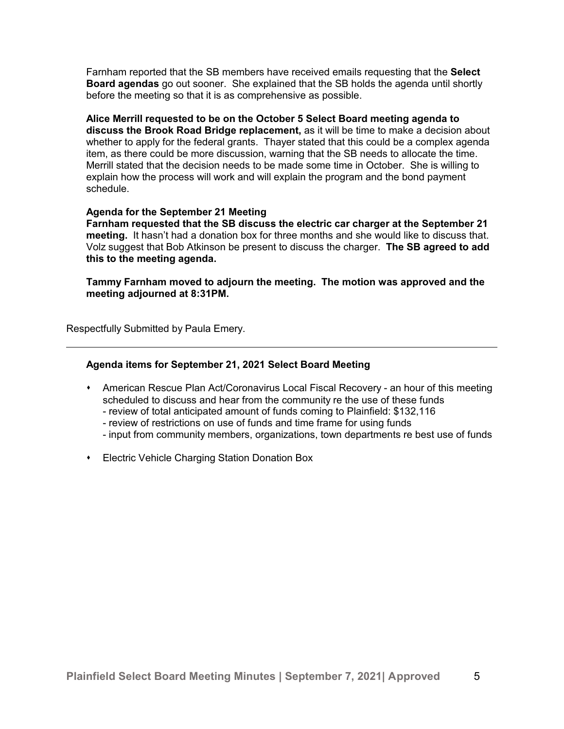Farnham reported that the SB members have received emails requesting that the **Select Board agendas** go out sooner. She explained that the SB holds the agenda until shortly before the meeting so that it is as comprehensive as possible.

**Alice Merrill requested to be on the October 5 Select Board meeting agenda to discuss the Brook Road Bridge replacement,** as it will be time to make a decision about whether to apply for the federal grants. Thayer stated that this could be a complex agenda item, as there could be more discussion, warning that the SB needs to allocate the time. Merrill stated that the decision needs to be made some time in October. She is willing to explain how the process will work and will explain the program and the bond payment schedule.

**Agenda for the September 21 Meeting**

**Farnham requested that the SB discuss the electric car charger at the September 21 meeting.** It hasn't had a donation box for three months and she would like to discuss that. Volz suggest that Bob Atkinson be present to discuss the charger. **The SB agreed to add this to the meeting agenda.**

**Tammy Farnham moved to adjourn the meeting. The motion was approved and the meeting adjourned at 8:31PM.**

Respectfully Submitted by Paula Emery.

---

**Agenda items for September 21, 2021 Select Board Meeting**

- American Rescue Plan Act/Coronavirus Local Fiscal Recovery - an hour of this meeting scheduled to discuss and hear from the community re the use of these funds
  - review of total anticipated amount of funds coming to Plainfield: $132,116
  - review of restrictions on use of funds and time frame for using funds
  - input from community members, organizations, town departments re best use of funds
- Electric Vehicle Charging Station Donation Box